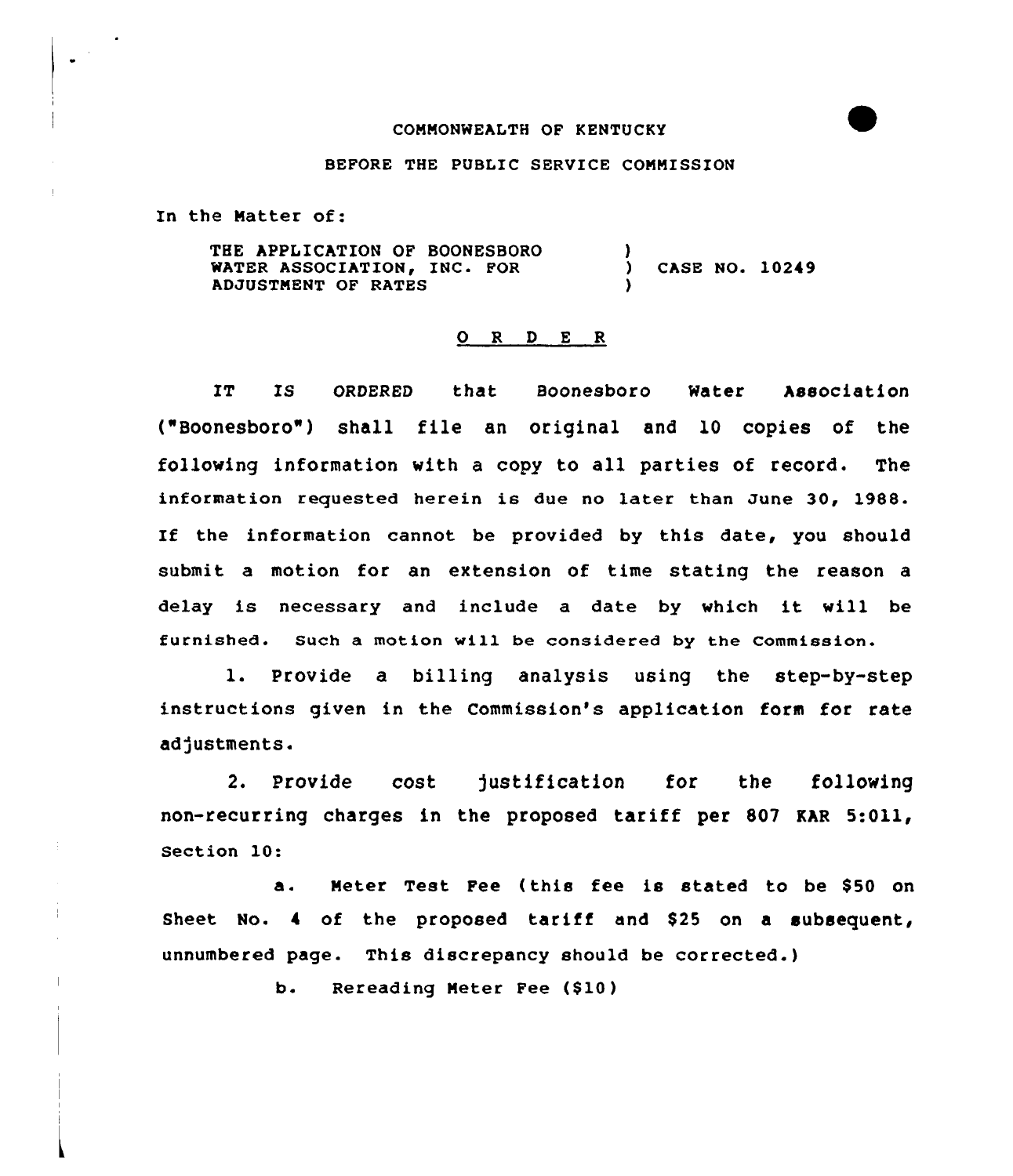COMMONWEALTH OF KENTUCKY

BEFORE THE PUBLIC SERVICE COMMISSION

In the Matter of:

| | | |
|---|---|---|
| THE APPLICATION OF BOONESBORO WATER ASSOCIATION, INC. FOR ADJUSTMENT OF RATES | ) ) ) | CASE NO. 10249 |

## O R D E R

IT IS ORDERED that Boonesboro Water Association ("Boonesboro") shall file an original and 10 copies of the following information with a copy to all parties of record. The information requested herein is due no later than June 30, 1988. If the information cannot be provided by this date, you should submit a motion for an extension of time stating the reason a delay is necessary and include a date by which it will be furnished. Such a motion will be considered by the Commission.

1. Provide a billing analysis using the step-by-step instructions given in the Commission's application form for rate adjustments.

2. Provide cost justification for the following non-recurring charges in the proposed tariff per 807 KAR 5:011, Section 10:

   a. Meter Test Fee (this fee is stated to be $50 on Sheet No. 4 of the proposed tariff and $25 on a subsequent, unnumbered page. This discrepancy should be corrected.)

   b. Rereading Meter Fee ($10)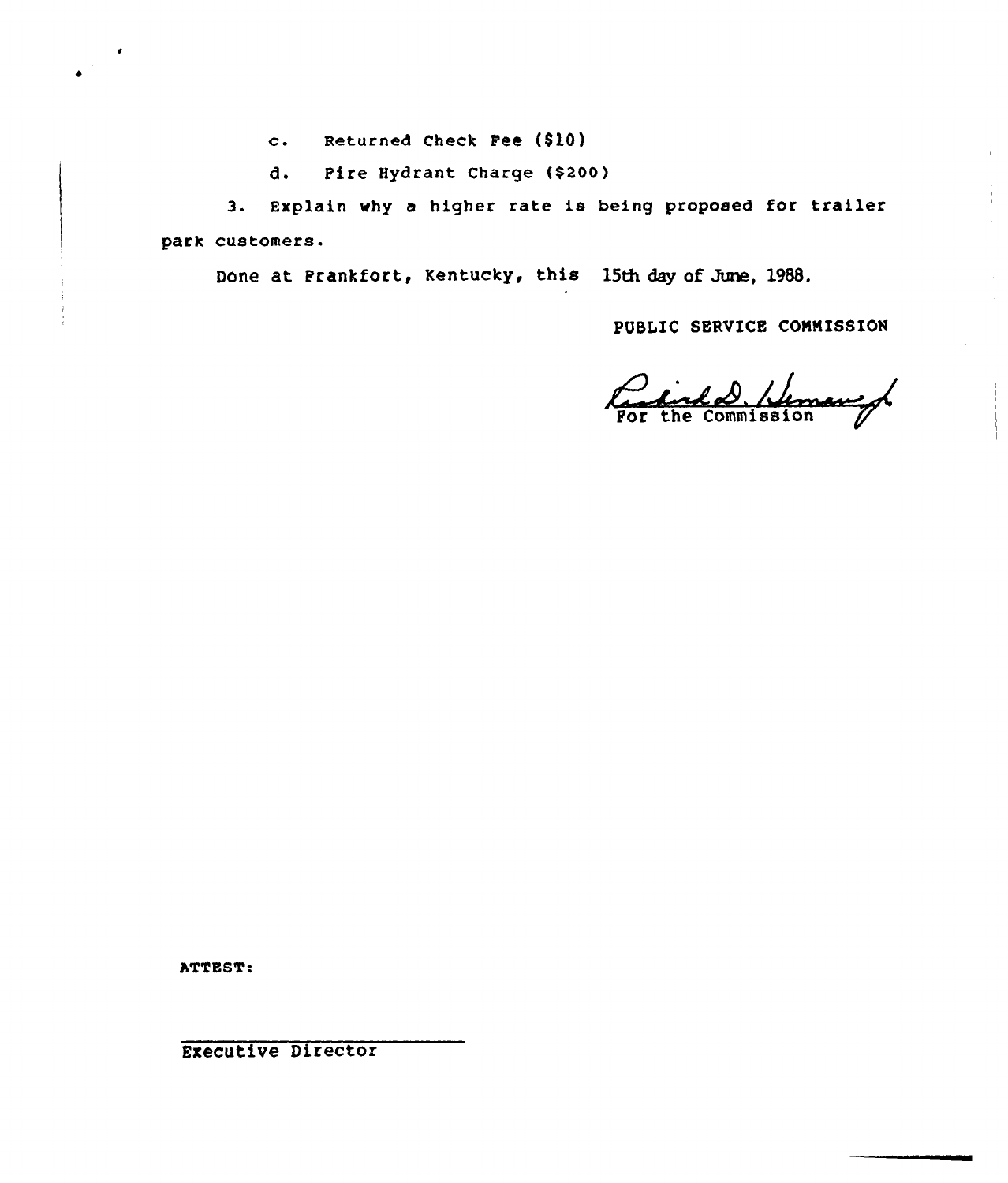c. Returned Check Fee ($10)

d. Fire Hydrant Charge ($200)

3. Explain why a higher rate is being proposed for trailer park customers.

Done at Frankfort, Kentucky, this 15th day of June, 1988.

PUBLIC SERVICE COMMISSION

For the Commission

ATTEST:

Executive Director